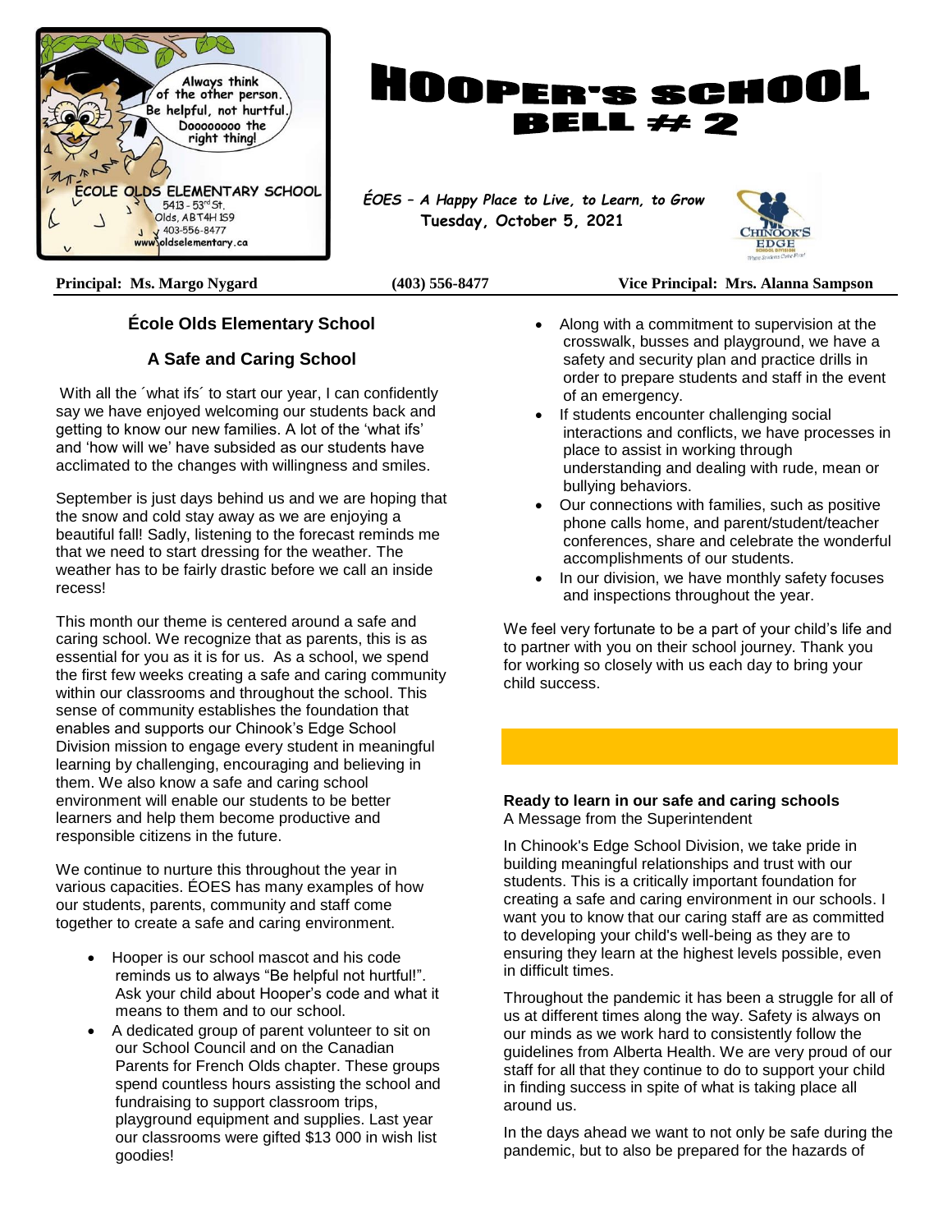# HOOPER'S SCHOOL BELL # 2

Always think of the other person. Be helpful, not hurtful. Doooooooo the right thing!

ÉCOLE OLDS ELEMENTARY SCHOOL
5413 - 53rd St.
Olds, AB T4H 1S9
403-556-8477
www.oldselementary.ca

*ÉOES – A Happy Place to Live, to Learn, to Grow*
**Tuesday, October 5, 2021**

CHINOOK'S EDGE SCHOOL DIVISION

**Principal: Ms. Margo Nygard** **(403) 556-8477** **Vice Principal: Mrs. Alanna Sampson**

## École Olds Elementary School

## A Safe and Caring School

With all the ´what ifs´ to start our year, I can confidently say we have enjoyed welcoming our students back and getting to know our new families. A lot of the 'what ifs' and 'how will we' have subsided as our students have acclimated to the changes with willingness and smiles.

September is just days behind us and we are hoping that the snow and cold stay away as we are enjoying a beautiful fall! Sadly, listening to the forecast reminds me that we need to start dressing for the weather. The weather has to be fairly drastic before we call an inside recess!

This month our theme is centered around a safe and caring school. We recognize that as parents, this is as essential for you as it is for us. As a school, we spend the first few weeks creating a safe and caring community within our classrooms and throughout the school. This sense of community establishes the foundation that enables and supports our Chinook's Edge School Division mission to engage every student in meaningful learning by challenging, encouraging and believing in them. We also know a safe and caring school environment will enable our students to be better learners and help them become productive and responsible citizens in the future.

We continue to nurture this throughout the year in various capacities. ÉOES has many examples of how our students, parents, community and staff come together to create a safe and caring environment.

- Hooper is our school mascot and his code reminds us to always "Be helpful not hurtful!". Ask your child about Hooper's code and what it means to them and to our school.
- A dedicated group of parent volunteer to sit on our School Council and on the Canadian Parents for French Olds chapter. These groups spend countless hours assisting the school and fundraising to support classroom trips, playground equipment and supplies. Last year our classrooms were gifted $13 000 in wish list goodies!
- Along with a commitment to supervision at the crosswalk, busses and playground, we have a safety and security plan and practice drills in order to prepare students and staff in the event of an emergency.
- If students encounter challenging social interactions and conflicts, we have processes in place to assist in working through understanding and dealing with rude, mean or bullying behaviors.
- Our connections with families, such as positive phone calls home, and parent/student/teacher conferences, share and celebrate the wonderful accomplishments of our students.
- In our division, we have monthly safety focuses and inspections throughout the year.

We feel very fortunate to be a part of your child's life and to partner with you on their school journey. Thank you for working so closely with us each day to bring your child success.

**Ready to learn in our safe and caring schools**
A Message from the Superintendent

In Chinook's Edge School Division, we take pride in building meaningful relationships and trust with our students. This is a critically important foundation for creating a safe and caring environment in our schools. I want you to know that our caring staff are as committed to developing your child's well-being as they are to ensuring they learn at the highest levels possible, even in difficult times.

Throughout the pandemic it has been a struggle for all of us at different times along the way. Safety is always on our minds as we work hard to consistently follow the guidelines from Alberta Health. We are very proud of our staff for all that they continue to do to support your child in finding success in spite of what is taking place all around us.

In the days ahead we want to not only be safe during the pandemic, but to also be prepared for the hazards of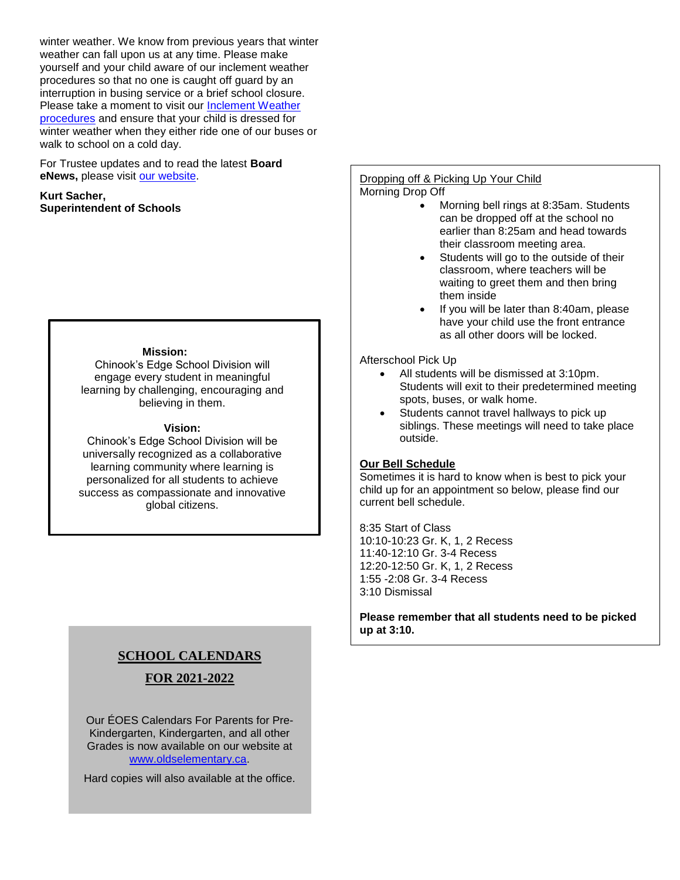winter weather. We know from previous years that winter weather can fall upon us at any time. Please make yourself and your child aware of our inclement weather procedures so that no one is caught off guard by an interruption in busing service or a brief school closure. Please take a moment to visit our Inclement Weather procedures and ensure that your child is dressed for winter weather when they either ride one of our buses or walk to school on a cold day.

For Trustee updates and to read the latest **Board eNews,** please visit our website.

**Kurt Sacher,**
**Superintendent of Schools**

**Mission:**
Chinook's Edge School Division will engage every student in meaningful learning by challenging, encouraging and believing in them.

**Vision:**
Chinook's Edge School Division will be universally recognized as a collaborative learning community where learning is personalized for all students to achieve success as compassionate and innovative global citizens.

## SCHOOL CALENDARS FOR 2021-2022

Our ÉOES Calendars For Parents for Pre-Kindergarten, Kindergarten, and all other Grades is now available on our website at www.oldselementary.ca.

Hard copies will also available at the office.

Dropping off & Picking Up Your Child

Morning Drop Off

- Morning bell rings at 8:35am. Students can be dropped off at the school no earlier than 8:25am and head towards their classroom meeting area.
- Students will go to the outside of their classroom, where teachers will be waiting to greet them and then bring them inside
- If you will be later than 8:40am, please have your child use the front entrance as all other doors will be locked.

Afterschool Pick Up

- All students will be dismissed at 3:10pm. Students will exit to their predetermined meeting spots, buses, or walk home.
- Students cannot travel hallways to pick up siblings. These meetings will need to take place outside.

**Our Bell Schedule**

Sometimes it is hard to know when is best to pick your child up for an appointment so below, please find our current bell schedule.

8:35 Start of Class
10:10-10:23 Gr. K, 1, 2 Recess
11:40-12:10 Gr. 3-4 Recess
12:20-12:50 Gr. K, 1, 2 Recess
1:55 -2:08 Gr. 3-4 Recess
3:10 Dismissal

**Please remember that all students need to be picked up at 3:10.**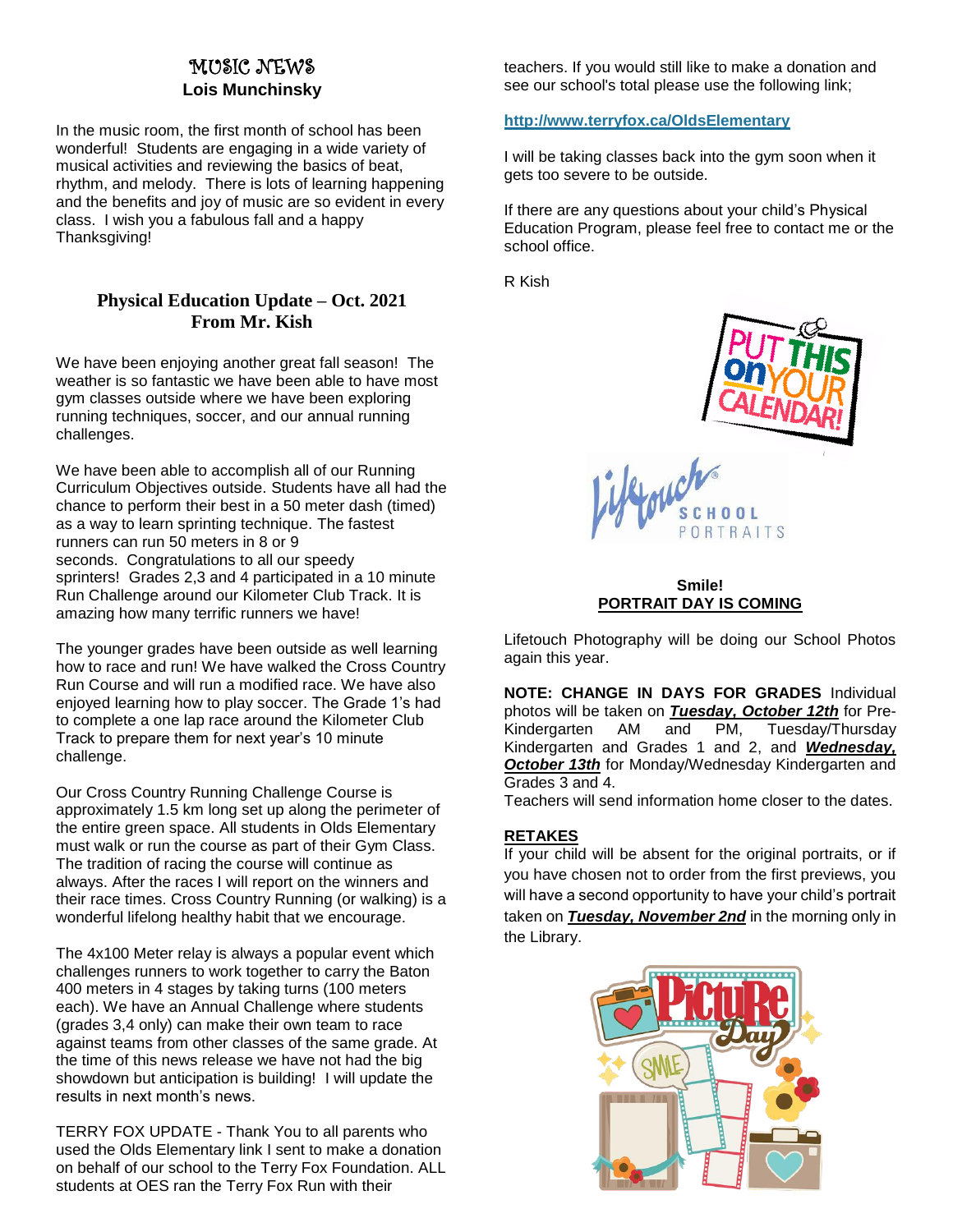## MUSIC NEWS
**Lois Munchinsky**

In the music room, the first month of school has been wonderful! Students are engaging in a wide variety of musical activities and reviewing the basics of beat, rhythm, and melody. There is lots of learning happening and the benefits and joy of music are so evident in every class. I wish you a fabulous fall and a happy Thanksgiving!

## Physical Education Update – Oct. 2021
**From Mr. Kish**

We have been enjoying another great fall season! The weather is so fantastic we have been able to have most gym classes outside where we have been exploring running techniques, soccer, and our annual running challenges.

We have been able to accomplish all of our Running Curriculum Objectives outside. Students have all had the chance to perform their best in a 50 meter dash (timed) as a way to learn sprinting technique. The fastest runners can run 50 meters in 8 or 9 seconds. Congratulations to all our speedy sprinters! Grades 2,3 and 4 participated in a 10 minute Run Challenge around our Kilometer Club Track. It is amazing how many terrific runners we have!

The younger grades have been outside as well learning how to race and run! We have walked the Cross Country Run Course and will run a modified race. We have also enjoyed learning how to play soccer. The Grade 1's had to complete a one lap race around the Kilometer Club Track to prepare them for next year's 10 minute challenge.

Our Cross Country Running Challenge Course is approximately 1.5 km long set up along the perimeter of the entire green space. All students in Olds Elementary must walk or run the course as part of their Gym Class. The tradition of racing the course will continue as always. After the races I will report on the winners and their race times. Cross Country Running (or walking) is a wonderful lifelong healthy habit that we encourage.

The 4x100 Meter relay is always a popular event which challenges runners to work together to carry the Baton 400 meters in 4 stages by taking turns (100 meters each). We have an Annual Challenge where students (grades 3,4 only) can make their own team to race against teams from other classes of the same grade. At the time of this news release we have not had the big showdown but anticipation is building! I will update the results in next month's news.

TERRY FOX UPDATE - Thank You to all parents who used the Olds Elementary link I sent to make a donation on behalf of our school to the Terry Fox Foundation. ALL students at OES ran the Terry Fox Run with their teachers. If you would still like to make a donation and see our school's total please use the following link;

**http://www.terryfox.ca/OldsElementary**

I will be taking classes back into the gym soon when it gets too severe to be outside.

If there are any questions about your child's Physical Education Program, please feel free to contact me or the school office.

R Kish

PUT THIS ON YOUR CALENDAR!

Lifetouch SCHOOL PORTRAITS

**Smile!**
**PORTRAIT DAY IS COMING**

Lifetouch Photography will be doing our School Photos again this year.

**NOTE: CHANGE IN DAYS FOR GRADES** Individual photos will be taken on ***Tuesday, October 12th*** for Pre-Kindergarten AM and PM, Tuesday/Thursday Kindergarten and Grades 1 and 2, and ***Wednesday, October 13th*** for Monday/Wednesday Kindergarten and Grades 3 and 4.
Teachers will send information home closer to the dates.

**RETAKES**
If your child will be absent for the original portraits, or if you have chosen not to order from the first previews, you will have a second opportunity to have your child's portrait taken on ***Tuesday, November 2nd*** in the morning only in the Library.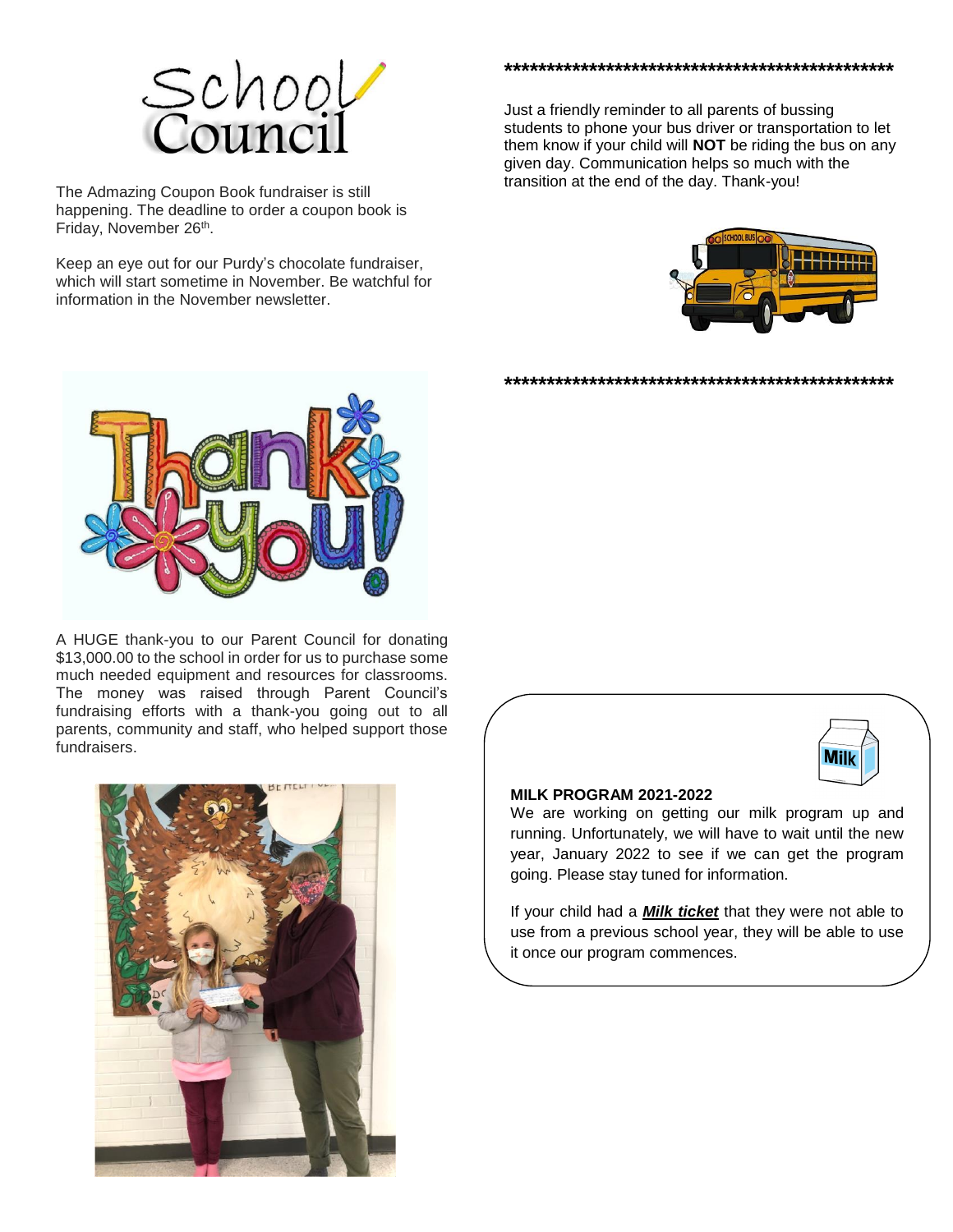# School Council

The Admazing Coupon Book fundraiser is still happening. The deadline to order a coupon book is Friday, November 26th.

Keep an eye out for our Purdy's chocolate fundraiser, which will start sometime in November. Be watchful for information in the November newsletter.

A HUGE thank-you to our Parent Council for donating $13,000.00 to the school in order for us to purchase some much needed equipment and resources for classrooms. The money was raised through Parent Council's fundraising efforts with a thank-you going out to all parents, community and staff, who helped support those fundraisers.

**************************************************

Just a friendly reminder to all parents of bussing students to phone your bus driver or transportation to let them know if your child will **NOT** be riding the bus on any given day. Communication helps so much with the transition at the end of the day. Thank-you!

**************************************************

**MILK PROGRAM 2021-2022**

We are working on getting our milk program up and running. Unfortunately, we will have to wait until the new year, January 2022 to see if we can get the program going. Please stay tuned for information.

If your child had a ***Milk ticket*** that they were not able to use from a previous school year, they will be able to use it once our program commences.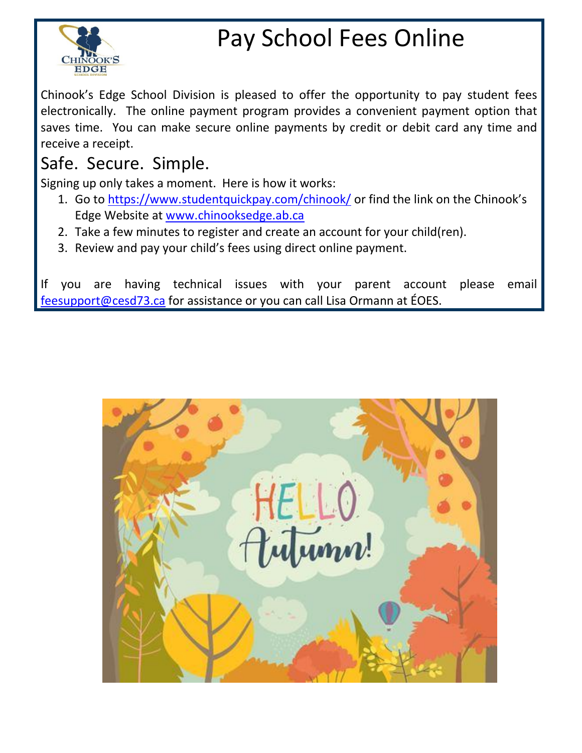# Pay School Fees Online

Chinook's Edge School Division is pleased to offer the opportunity to pay student fees electronically. The online payment program provides a convenient payment option that saves time. You can make secure online payments by credit or debit card any time and receive a receipt.

## Safe. Secure. Simple.

Signing up only takes a moment. Here is how it works:

1. Go to https://www.studentquickpay.com/chinook/ or find the link on the Chinook's Edge Website at www.chinooksedge.ab.ca
2. Take a few minutes to register and create an account for your child(ren).
3. Review and pay your child's fees using direct online payment.

If you are having technical issues with your parent account please email feesupport@cesd73.ca for assistance or you can call Lisa Ormann at ÉOES.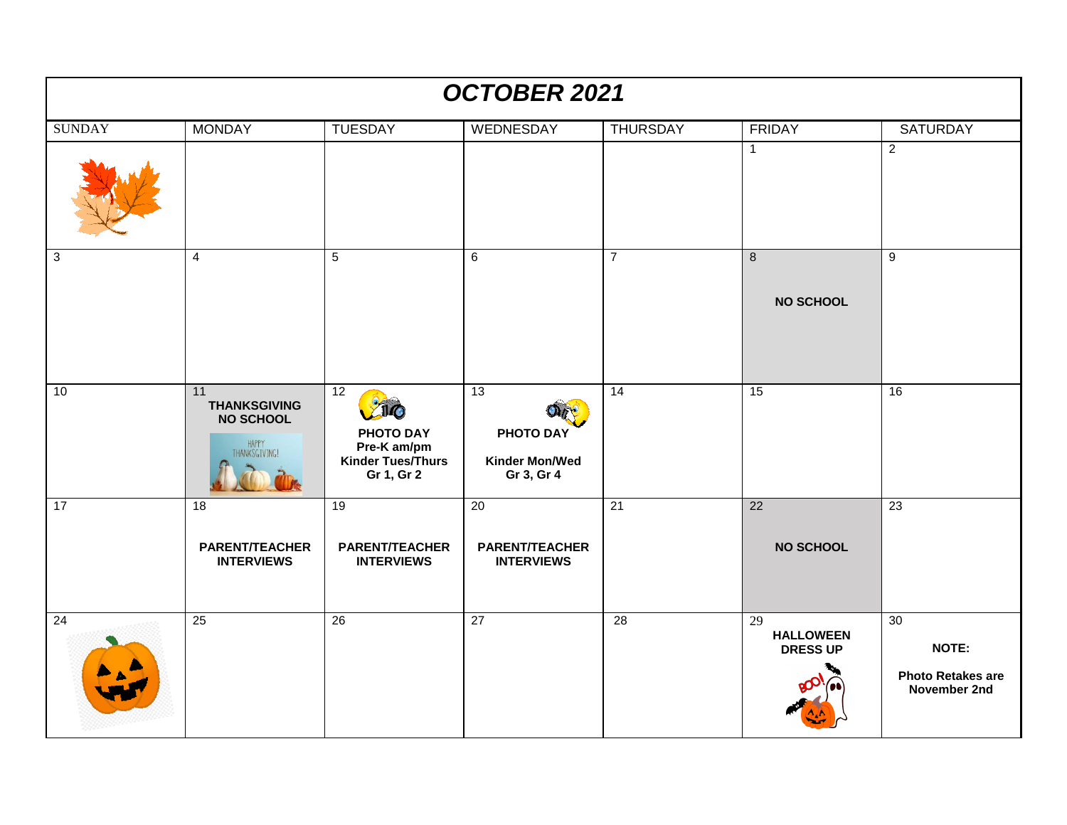# OCTOBER 2021

| SUNDAY | MONDAY | TUESDAY | WEDNESDAY | THURSDAY | FRIDAY | SATURDAY |
|---|---|---|---|---|---|---|
| | | | | | 1 | 2 |
| 3 | 4 | 5 | 6 | 7 | 8 **NO SCHOOL** | 9 |
| 10 | 11 **THANKSGIVING NO SCHOOL** HAPPY THANKSGIVING! | 12 **PHOTO DAY Pre-K am/pm Kinder Tues/Thurs Gr 1, Gr 2** | 13 **PHOTO DAY Kinder Mon/Wed Gr 3, Gr 4** | 14 | 15 | 16 |
| 17 | 18 **PARENT/TEACHER INTERVIEWS** | 19 **PARENT/TEACHER INTERVIEWS** | 20 **PARENT/TEACHER INTERVIEWS** | 21 | 22 **NO SCHOOL** | 23 |
| 24 | 25 | 26 | 27 | 28 | 29 **HALLOWEEN DRESS UP** BOO! | 30 **NOTE: Photo Retakes are November 2nd** |